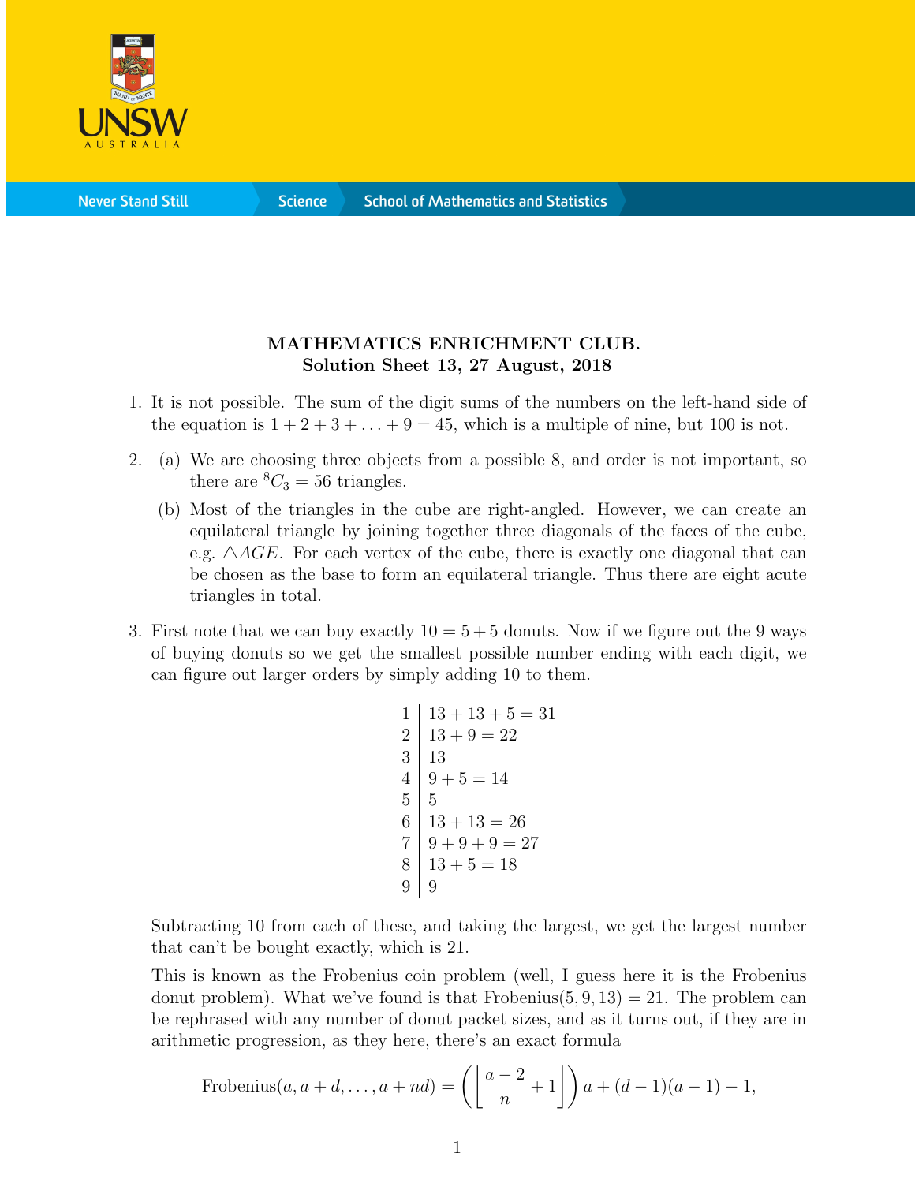**MATHEMATICS ENRICHMENT CLUB.**
**Solution Sheet 13, 27 August, 2018**

1. It is not possible. The sum of the digit sums of the numbers on the left-hand side of the equation is $1 + 2 + 3 + \ldots + 9 = 45$, which is a multiple of nine, but 100 is not.

2. (a) We are choosing three objects from a possible 8, and order is not important, so there are ${}^8C_3 = 56$ triangles.

   (b) Most of the triangles in the cube are right-angled. However, we can create an equilateral triangle by joining together three diagonals of the faces of the cube, e.g. $\triangle AGE$. For each vertex of the cube, there is exactly one diagonal that can be chosen as the base to form an equilateral triangle. Thus there are eight acute triangles in total.

3. First note that we can buy exactly $10 = 5 + 5$ donuts. Now if we figure out the 9 ways of buying donuts so we get the smallest possible number ending with each digit, we can figure out larger orders by simply adding 10 to them.

| | |
|---|---|
| 1 | $13 + 13 + 5 = 31$ |
| 2 | $13 + 9 = 22$ |
| 3 | $13$ |
| 4 | $9 + 5 = 14$ |
| 5 | $5$ |
| 6 | $13 + 13 = 26$ |
| 7 | $9 + 9 + 9 = 27$ |
| 8 | $13 + 5 = 18$ |
| 9 | $9$ |

Subtracting 10 from each of these, and taking the largest, we get the largest number that can't be bought exactly, which is 21.

This is known as the Frobenius coin problem (well, I guess here it is the Frobenius donut problem). What we've found is that $\text{Frobenius}(5, 9, 13) = 21$. The problem can be rephrased with any number of donut packet sizes, and as it turns out, if they are in arithmetic progression, as they here, there's an exact formula

$$\text{Frobenius}(a, a + d, \ldots, a + nd) = \left( \left\lfloor \frac{a-2}{n} + 1 \right\rfloor \right) a + (d-1)(a-1) - 1,$$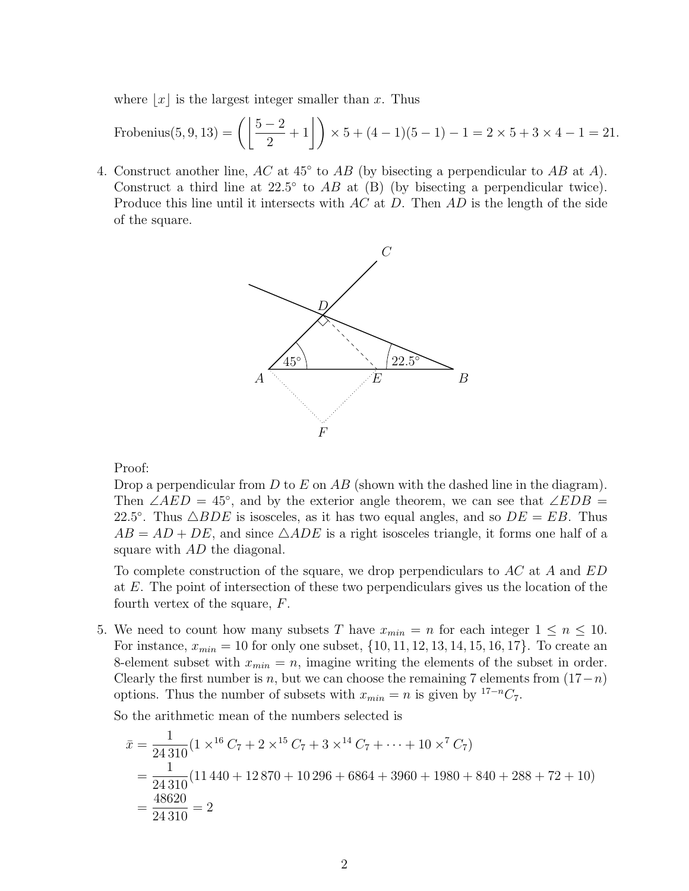where $\lfloor x \rfloor$ is the largest integer smaller than $x$. Thus

$$\text{Frobenius}(5, 9, 13) = \left( \left\lfloor \frac{5-2}{2} + 1 \right\rfloor \right) \times 5 + (4-1)(5-1) - 1 = 2 \times 5 + 3 \times 4 - 1 = 21.$$

4. Construct another line, $AC$ at $45°$ to $AB$ (by bisecting a perpendicular to $AB$ at $A$). Construct a third line at $22.5°$ to $AB$ at (B) (by bisecting a perpendicular twice). Produce this line until it intersects with $AC$ at $D$. Then $AD$ is the length of the side of the square.

   Proof:
   Drop a perpendicular from $D$ to $E$ on $AB$ (shown with the dashed line in the diagram). Then $\angle AED = 45°$, and by the exterior angle theorem, we can see that $\angle EDB = 22.5°$. Thus $\triangle BDE$ is isosceles, as it has two equal angles, and so $DE = EB$. Thus $AB = AD + DE$, and since $\triangle ADE$ is a right isosceles triangle, it forms one half of a square with $AD$ the diagonal.

   To complete construction of the square, we drop perpendiculars to $AC$ at $A$ and $ED$ at $E$. The point of intersection of these two perpendiculars gives us the location of the fourth vertex of the square, $F$.

5. We need to count how many subsets $T$ have $x_{min} = n$ for each integer $1 \leq n \leq 10$. For instance, $x_{min} = 10$ for only one subset, $\{10, 11, 12, 13, 14, 15, 16, 17\}$. To create an 8-element subset with $x_{min} = n$, imagine writing the elements of the subset in order. Clearly the first number is $n$, but we can choose the remaining 7 elements from $(17-n)$ options. Thus the number of subsets with $x_{min} = n$ is given by ${}^{17-n}C_7$.

   So the arithmetic mean of the numbers selected is

$$\begin{aligned}
\bar{x} &= \frac{1}{24\,310}(1 \times {}^{16}C_7 + 2 \times {}^{15}C_7 + 3 \times {}^{14}C_7 + \cdots + 10 \times {}^{7}C_7) \\
&= \frac{1}{24\,310}(11\,440 + 12\,870 + 10\,296 + 6864 + 3960 + 1980 + 840 + 288 + 72 + 10) \\
&= \frac{48620}{24\,310} = 2
\end{aligned}$$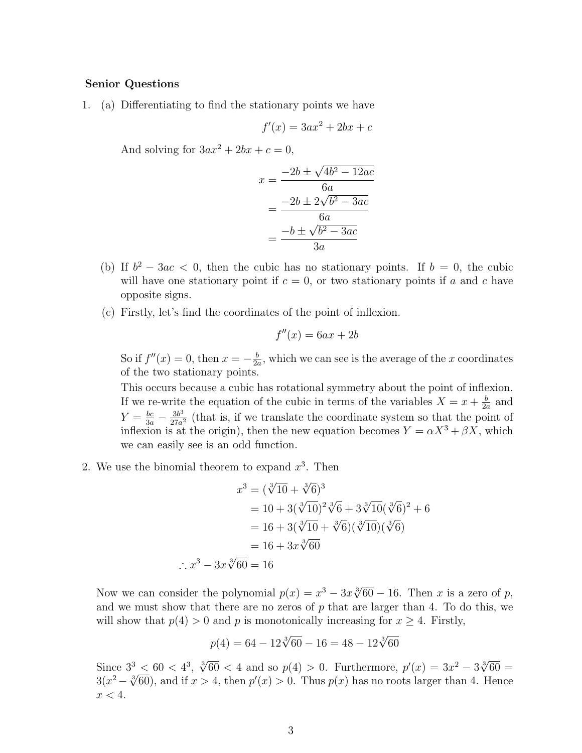**Senior Questions**

1. (a) Differentiating to find the stationary points we have

$$f'(x) = 3ax^2 + 2bx + c$$

And solving for $3ax^2 + 2bx + c = 0$,

$$\begin{aligned} x &= \frac{-2b \pm \sqrt{4b^2 - 12ac}}{6a} \\ &= \frac{-2b \pm 2\sqrt{b^2 - 3ac}}{6a} \\ &= \frac{-b \pm \sqrt{b^2 - 3ac}}{3a} \end{aligned}$$

(b) If $b^2 - 3ac < 0$, then the cubic has no stationary points. If $b = 0$, the cubic will have one stationary point if $c = 0$, or two stationary points if $a$ and $c$ have opposite signs.

(c) Firstly, let's find the coordinates of the point of inflexion.

$$f''(x) = 6ax + 2b$$

So if $f''(x) = 0$, then $x = -\frac{b}{2a}$, which we can see is the average of the $x$ coordinates of the two stationary points.

This occurs because a cubic has rotational symmetry about the point of inflexion. If we re-write the equation of the cubic in terms of the variables $X = x + \frac{b}{2a}$ and $Y = \frac{bc}{3a} - \frac{3b^3}{27a^2}$ (that is, if we translate the coordinate system so that the point of inflexion is at the origin), then the new equation becomes $Y = \alpha X^3 + \beta X$, which we can easily see is an odd function.

2. We use the binomial theorem to expand $x^3$. Then

$$\begin{aligned} x^3 &= (\sqrt[3]{10} + \sqrt[3]{6})^3 \\ &= 10 + 3(\sqrt[3]{10})^2\sqrt[3]{6} + 3\sqrt[3]{10}(\sqrt[3]{6})^2 + 6 \\ &= 16 + 3(\sqrt[3]{10} + \sqrt[3]{6})(\sqrt[3]{10})(\sqrt[3]{6}) \\ &= 16 + 3x\sqrt[3]{60} \\ \therefore x^3 - 3x\sqrt[3]{60} &= 16 \end{aligned}$$

Now we can consider the polynomial $p(x) = x^3 - 3x\sqrt[3]{60} - 16$. Then $x$ is a zero of $p$, and we must show that there are no zeros of $p$ that are larger than 4. To do this, we will show that $p(4) > 0$ and $p$ is monotonically increasing for $x \geq 4$. Firstly,

$$p(4) = 64 - 12\sqrt[3]{60} - 16 = 48 - 12\sqrt[3]{60}$$

Since $3^3 < 60 < 4^3$, $\sqrt[3]{60} < 4$ and so $p(4) > 0$. Furthermore, $p'(x) = 3x^2 - 3\sqrt[3]{60} = 3(x^2 - \sqrt[3]{60})$, and if $x > 4$, then $p'(x) > 0$. Thus $p(x)$ has no roots larger than 4. Hence $x < 4$.